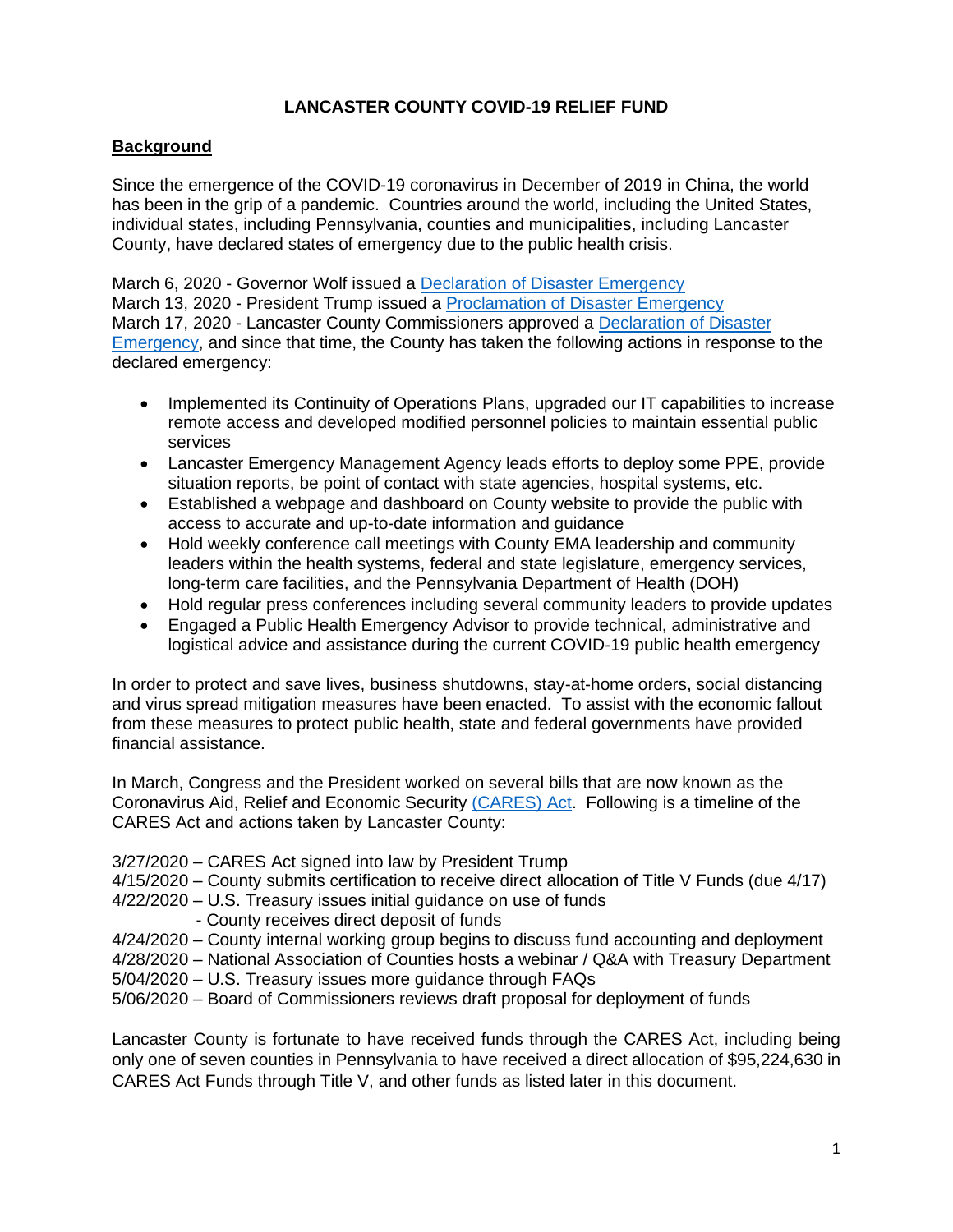# LANCASTER COUNTY COVID-19 RELIEF FUND

## Background

Since the emergence of the COVID-19 coronavirus in December of 2019 in China, the world has been in the grip of a pandemic. Countries around the world, including the United States, individual states, including Pennsylvania, counties and municipalities, including Lancaster County, have declared states of emergency due to the public health crisis.

March 6, 2020 - Governor Wolf issued a Declaration of Disaster Emergency
March 13, 2020 - President Trump issued a Proclamation of Disaster Emergency
March 17, 2020 - Lancaster County Commissioners approved a Declaration of Disaster Emergency, and since that time, the County has taken the following actions in response to the declared emergency:

- Implemented its Continuity of Operations Plans, upgraded our IT capabilities to increase remote access and developed modified personnel policies to maintain essential public services
- Lancaster Emergency Management Agency leads efforts to deploy some PPE, provide situation reports, be point of contact with state agencies, hospital systems, etc.
- Established a webpage and dashboard on County website to provide the public with access to accurate and up-to-date information and guidance
- Hold weekly conference call meetings with County EMA leadership and community leaders within the health systems, federal and state legislature, emergency services, long-term care facilities, and the Pennsylvania Department of Health (DOH)
- Hold regular press conferences including several community leaders to provide updates
- Engaged a Public Health Emergency Advisor to provide technical, administrative and logistical advice and assistance during the current COVID-19 public health emergency

In order to protect and save lives, business shutdowns, stay-at-home orders, social distancing and virus spread mitigation measures have been enacted. To assist with the economic fallout from these measures to protect public health, state and federal governments have provided financial assistance.

In March, Congress and the President worked on several bills that are now known as the Coronavirus Aid, Relief and Economic Security (CARES) Act. Following is a timeline of the CARES Act and actions taken by Lancaster County:

3/27/2020 – CARES Act signed into law by President Trump
4/15/2020 – County submits certification to receive direct allocation of Title V Funds (due 4/17)
4/22/2020 – U.S. Treasury issues initial guidance on use of funds
- County receives direct deposit of funds

4/24/2020 – County internal working group begins to discuss fund accounting and deployment
4/28/2020 – National Association of Counties hosts a webinar / Q&A with Treasury Department
5/04/2020 – U.S. Treasury issues more guidance through FAQs
5/06/2020 – Board of Commissioners reviews draft proposal for deployment of funds

Lancaster County is fortunate to have received funds through the CARES Act, including being only one of seven counties in Pennsylvania to have received a direct allocation of $95,224,630 in CARES Act Funds through Title V, and other funds as listed later in this document.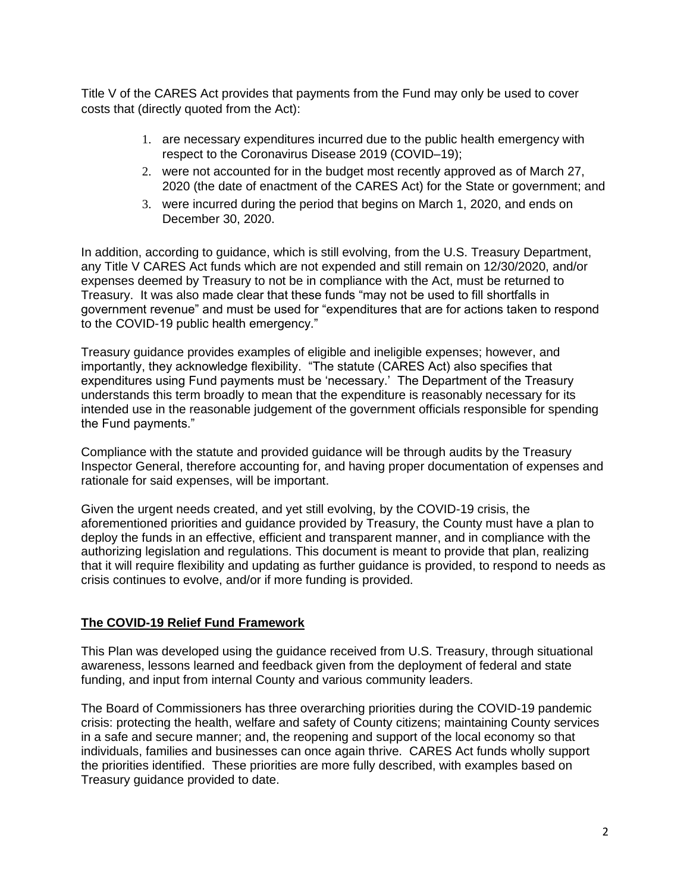Title V of the CARES Act provides that payments from the Fund may only be used to cover costs that (directly quoted from the Act):

1. are necessary expenditures incurred due to the public health emergency with respect to the Coronavirus Disease 2019 (COVID–19);
2. were not accounted for in the budget most recently approved as of March 27, 2020 (the date of enactment of the CARES Act) for the State or government; and
3. were incurred during the period that begins on March 1, 2020, and ends on December 30, 2020.

In addition, according to guidance, which is still evolving, from the U.S. Treasury Department, any Title V CARES Act funds which are not expended and still remain on 12/30/2020, and/or expenses deemed by Treasury to not be in compliance with the Act, must be returned to Treasury. It was also made clear that these funds "may not be used to fill shortfalls in government revenue" and must be used for "expenditures that are for actions taken to respond to the COVID-19 public health emergency."

Treasury guidance provides examples of eligible and ineligible expenses; however, and importantly, they acknowledge flexibility. "The statute (CARES Act) also specifies that expenditures using Fund payments must be 'necessary.' The Department of the Treasury understands this term broadly to mean that the expenditure is reasonably necessary for its intended use in the reasonable judgement of the government officials responsible for spending the Fund payments."

Compliance with the statute and provided guidance will be through audits by the Treasury Inspector General, therefore accounting for, and having proper documentation of expenses and rationale for said expenses, will be important.

Given the urgent needs created, and yet still evolving, by the COVID-19 crisis, the aforementioned priorities and guidance provided by Treasury, the County must have a plan to deploy the funds in an effective, efficient and transparent manner, and in compliance with the authorizing legislation and regulations. This document is meant to provide that plan, realizing that it will require flexibility and updating as further guidance is provided, to respond to needs as crisis continues to evolve, and/or if more funding is provided.

## The COVID-19 Relief Fund Framework

This Plan was developed using the guidance received from U.S. Treasury, through situational awareness, lessons learned and feedback given from the deployment of federal and state funding, and input from internal County and various community leaders.

The Board of Commissioners has three overarching priorities during the COVID-19 pandemic crisis: protecting the health, welfare and safety of County citizens; maintaining County services in a safe and secure manner; and, the reopening and support of the local economy so that individuals, families and businesses can once again thrive. CARES Act funds wholly support the priorities identified. These priorities are more fully described, with examples based on Treasury guidance provided to date.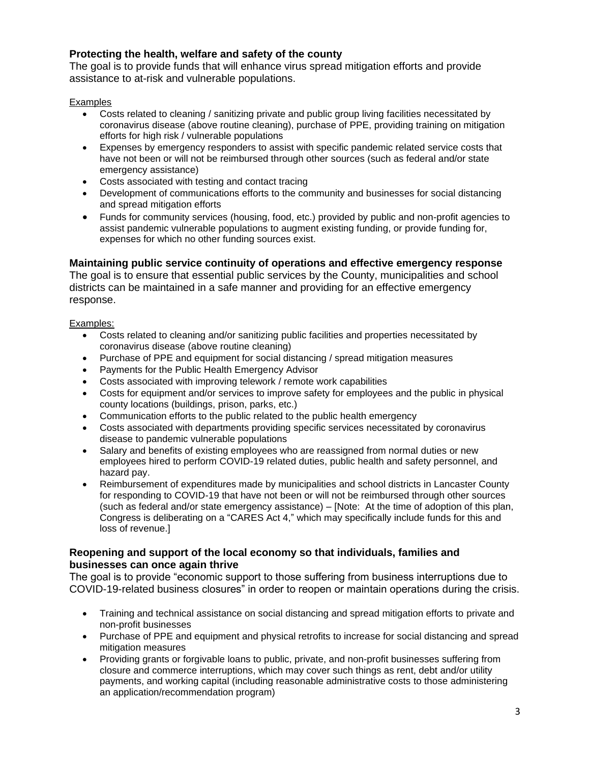### Protecting the health, welfare and safety of the county

The goal is to provide funds that will enhance virus spread mitigation efforts and provide assistance to at-risk and vulnerable populations.

Examples

- Costs related to cleaning / sanitizing private and public group living facilities necessitated by coronavirus disease (above routine cleaning), purchase of PPE, providing training on mitigation efforts for high risk / vulnerable populations
- Expenses by emergency responders to assist with specific pandemic related service costs that have not been or will not be reimbursed through other sources (such as federal and/or state emergency assistance)
- Costs associated with testing and contact tracing
- Development of communications efforts to the community and businesses for social distancing and spread mitigation efforts
- Funds for community services (housing, food, etc.) provided by public and non-profit agencies to assist pandemic vulnerable populations to augment existing funding, or provide funding for, expenses for which no other funding sources exist.

### Maintaining public service continuity of operations and effective emergency response

The goal is to ensure that essential public services by the County, municipalities and school districts can be maintained in a safe manner and providing for an effective emergency response.

Examples:

- Costs related to cleaning and/or sanitizing public facilities and properties necessitated by coronavirus disease (above routine cleaning)
- Purchase of PPE and equipment for social distancing / spread mitigation measures
- Payments for the Public Health Emergency Advisor
- Costs associated with improving telework / remote work capabilities
- Costs for equipment and/or services to improve safety for employees and the public in physical county locations (buildings, prison, parks, etc.)
- Communication efforts to the public related to the public health emergency
- Costs associated with departments providing specific services necessitated by coronavirus disease to pandemic vulnerable populations
- Salary and benefits of existing employees who are reassigned from normal duties or new employees hired to perform COVID-19 related duties, public health and safety personnel, and hazard pay.
- Reimbursement of expenditures made by municipalities and school districts in Lancaster County for responding to COVID-19 that have not been or will not be reimbursed through other sources (such as federal and/or state emergency assistance) – [Note: At the time of adoption of this plan, Congress is deliberating on a "CARES Act 4," which may specifically include funds for this and loss of revenue.]

### Reopening and support of the local economy so that individuals, families and businesses can once again thrive

The goal is to provide "economic support to those suffering from business interruptions due to COVID-19-related business closures" in order to reopen or maintain operations during the crisis.

- Training and technical assistance on social distancing and spread mitigation efforts to private and non-profit businesses
- Purchase of PPE and equipment and physical retrofits to increase for social distancing and spread mitigation measures
- Providing grants or forgivable loans to public, private, and non-profit businesses suffering from closure and commerce interruptions, which may cover such things as rent, debt and/or utility payments, and working capital (including reasonable administrative costs to those administering an application/recommendation program)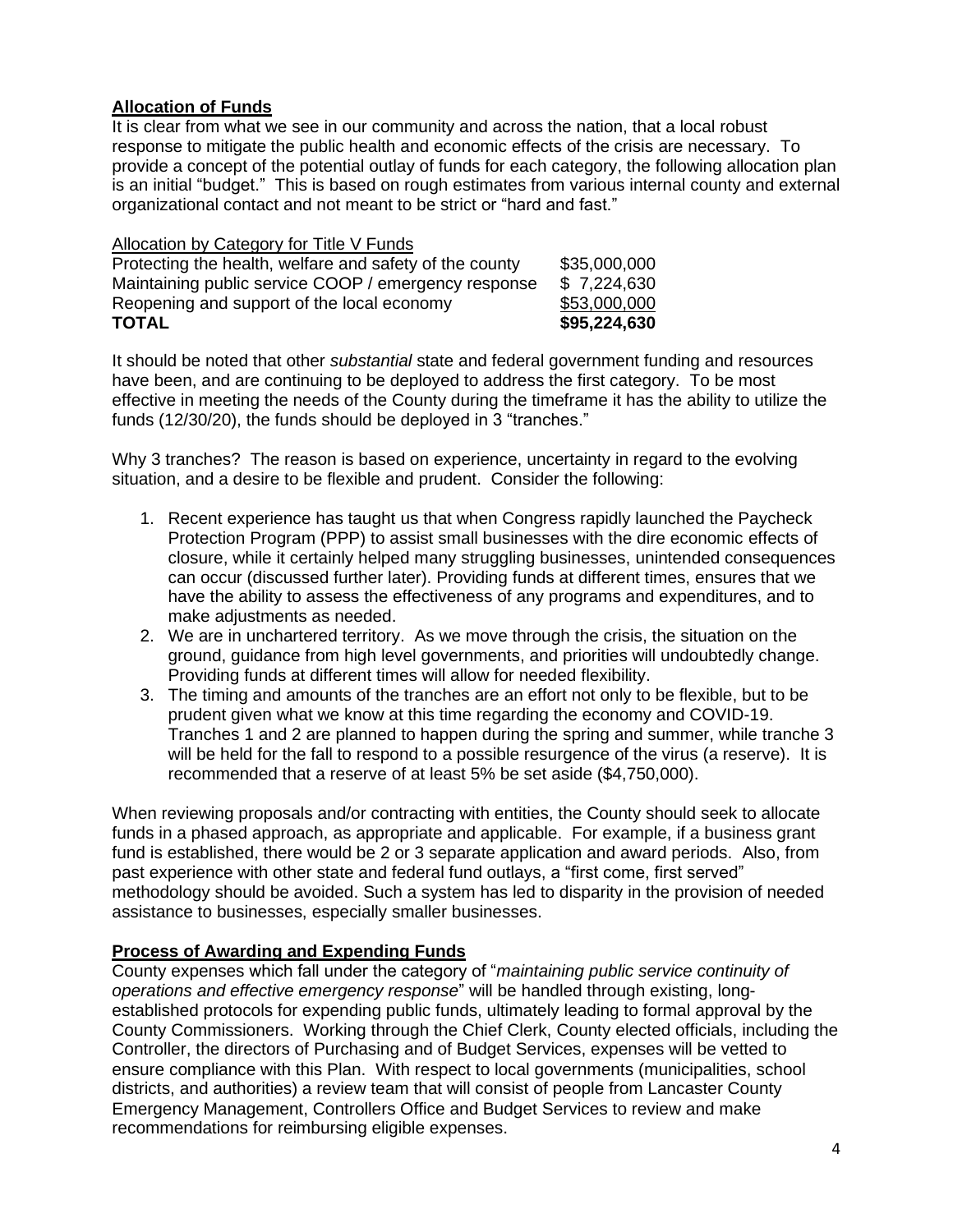**Allocation of Funds**

It is clear from what we see in our community and across the nation, that a local robust response to mitigate the public health and economic effects of the crisis are necessary. To provide a concept of the potential outlay of funds for each category, the following allocation plan is an initial "budget." This is based on rough estimates from various internal county and external organizational contact and not meant to be strict or "hard and fast."

Allocation by Category for Title V Funds

| | |
|---|---|
| Protecting the health, welfare and safety of the county | \$35,000,000 |
| Maintaining public service COOP / emergency response | \$ 7,224,630 |
| Reopening and support of the local economy | \$53,000,000 |
| **TOTAL** | **\$95,224,630** |

It should be noted that other *substantial* state and federal government funding and resources have been, and are continuing to be deployed to address the first category. To be most effective in meeting the needs of the County during the timeframe it has the ability to utilize the funds (12/30/20), the funds should be deployed in 3 "tranches."

Why 3 tranches? The reason is based on experience, uncertainty in regard to the evolving situation, and a desire to be flexible and prudent. Consider the following:

1. Recent experience has taught us that when Congress rapidly launched the Paycheck Protection Program (PPP) to assist small businesses with the dire economic effects of closure, while it certainly helped many struggling businesses, unintended consequences can occur (discussed further later). Providing funds at different times, ensures that we have the ability to assess the effectiveness of any programs and expenditures, and to make adjustments as needed.
2. We are in unchartered territory. As we move through the crisis, the situation on the ground, guidance from high level governments, and priorities will undoubtedly change. Providing funds at different times will allow for needed flexibility.
3. The timing and amounts of the tranches are an effort not only to be flexible, but to be prudent given what we know at this time regarding the economy and COVID-19. Tranches 1 and 2 are planned to happen during the spring and summer, while tranche 3 will be held for the fall to respond to a possible resurgence of the virus (a reserve). It is recommended that a reserve of at least 5% be set aside (\$4,750,000).

When reviewing proposals and/or contracting with entities, the County should seek to allocate funds in a phased approach, as appropriate and applicable. For example, if a business grant fund is established, there would be 2 or 3 separate application and award periods. Also, from past experience with other state and federal fund outlays, a "first come, first served" methodology should be avoided. Such a system has led to disparity in the provision of needed assistance to businesses, especially smaller businesses.

**Process of Awarding and Expending Funds**

County expenses which fall under the category of "*maintaining public service continuity of operations and effective emergency response*" will be handled through existing, long-established protocols for expending public funds, ultimately leading to formal approval by the County Commissioners. Working through the Chief Clerk, County elected officials, including the Controller, the directors of Purchasing and of Budget Services, expenses will be vetted to ensure compliance with this Plan. With respect to local governments (municipalities, school districts, and authorities) a review team that will consist of people from Lancaster County Emergency Management, Controllers Office and Budget Services to review and make recommendations for reimbursing eligible expenses.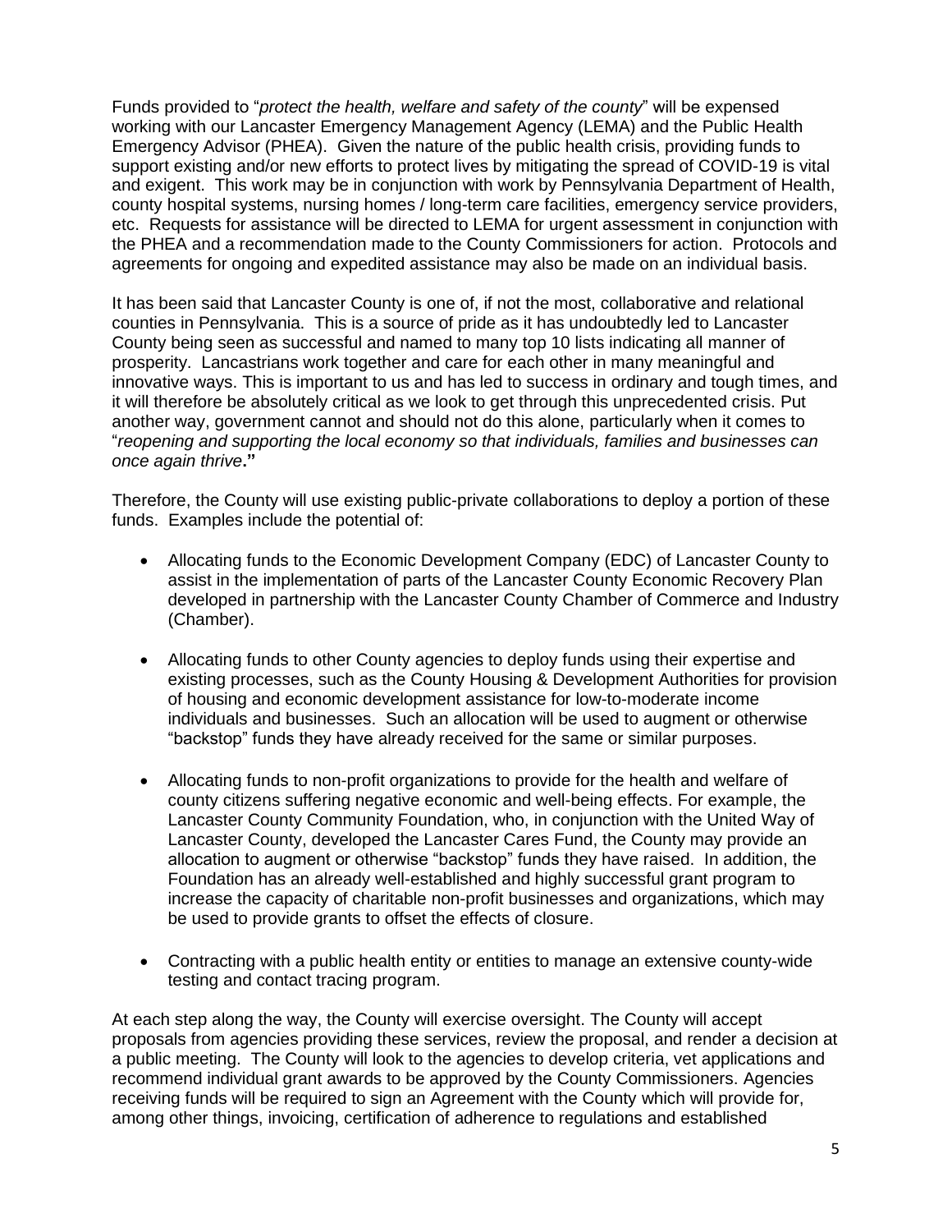Funds provided to "*protect the health, welfare and safety of the county*" will be expensed working with our Lancaster Emergency Management Agency (LEMA) and the Public Health Emergency Advisor (PHEA). Given the nature of the public health crisis, providing funds to support existing and/or new efforts to protect lives by mitigating the spread of COVID-19 is vital and exigent. This work may be in conjunction with work by Pennsylvania Department of Health, county hospital systems, nursing homes / long-term care facilities, emergency service providers, etc. Requests for assistance will be directed to LEMA for urgent assessment in conjunction with the PHEA and a recommendation made to the County Commissioners for action. Protocols and agreements for ongoing and expedited assistance may also be made on an individual basis.

It has been said that Lancaster County is one of, if not the most, collaborative and relational counties in Pennsylvania. This is a source of pride as it has undoubtedly led to Lancaster County being seen as successful and named to many top 10 lists indicating all manner of prosperity. Lancastrians work together and care for each other in many meaningful and innovative ways. This is important to us and has led to success in ordinary and tough times, and it will therefore be absolutely critical as we look to get through this unprecedented crisis. Put another way, government cannot and should not do this alone, particularly when it comes to "*reopening and supporting the local economy so that individuals, families and businesses can once again thrive***."**

Therefore, the County will use existing public-private collaborations to deploy a portion of these funds. Examples include the potential of:

- Allocating funds to the Economic Development Company (EDC) of Lancaster County to assist in the implementation of parts of the Lancaster County Economic Recovery Plan developed in partnership with the Lancaster County Chamber of Commerce and Industry (Chamber).
- Allocating funds to other County agencies to deploy funds using their expertise and existing processes, such as the County Housing & Development Authorities for provision of housing and economic development assistance for low-to-moderate income individuals and businesses. Such an allocation will be used to augment or otherwise "backstop" funds they have already received for the same or similar purposes.
- Allocating funds to non-profit organizations to provide for the health and welfare of county citizens suffering negative economic and well-being effects. For example, the Lancaster County Community Foundation, who, in conjunction with the United Way of Lancaster County, developed the Lancaster Cares Fund, the County may provide an allocation to augment or otherwise "backstop" funds they have raised. In addition, the Foundation has an already well-established and highly successful grant program to increase the capacity of charitable non-profit businesses and organizations, which may be used to provide grants to offset the effects of closure.
- Contracting with a public health entity or entities to manage an extensive county-wide testing and contact tracing program.

At each step along the way, the County will exercise oversight. The County will accept proposals from agencies providing these services, review the proposal, and render a decision at a public meeting. The County will look to the agencies to develop criteria, vet applications and recommend individual grant awards to be approved by the County Commissioners. Agencies receiving funds will be required to sign an Agreement with the County which will provide for, among other things, invoicing, certification of adherence to regulations and established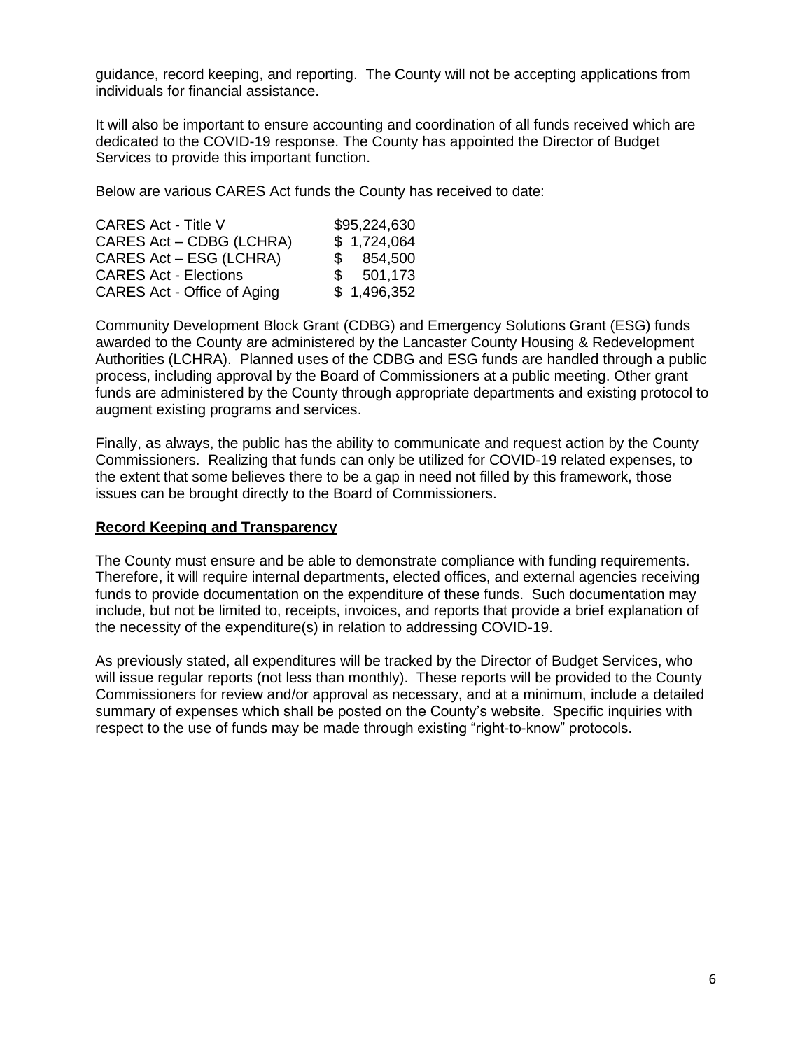guidance, record keeping, and reporting. The County will not be accepting applications from individuals for financial assistance.

It will also be important to ensure accounting and coordination of all funds received which are dedicated to the COVID-19 response. The County has appointed the Director of Budget Services to provide this important function.

Below are various CARES Act funds the County has received to date:

| | |
|---|---|
| CARES Act - Title V | $95,224,630 |
| CARES Act – CDBG (LCHRA) | $ 1,724,064 |
| CARES Act – ESG (LCHRA) | $ 854,500 |
| CARES Act - Elections | $ 501,173 |
| CARES Act - Office of Aging | $ 1,496,352 |

Community Development Block Grant (CDBG) and Emergency Solutions Grant (ESG) funds awarded to the County are administered by the Lancaster County Housing & Redevelopment Authorities (LCHRA). Planned uses of the CDBG and ESG funds are handled through a public process, including approval by the Board of Commissioners at a public meeting. Other grant funds are administered by the County through appropriate departments and existing protocol to augment existing programs and services.

Finally, as always, the public has the ability to communicate and request action by the County Commissioners. Realizing that funds can only be utilized for COVID-19 related expenses, to the extent that some believes there to be a gap in need not filled by this framework, those issues can be brought directly to the Board of Commissioners.

**Record Keeping and Transparency**

The County must ensure and be able to demonstrate compliance with funding requirements. Therefore, it will require internal departments, elected offices, and external agencies receiving funds to provide documentation on the expenditure of these funds. Such documentation may include, but not be limited to, receipts, invoices, and reports that provide a brief explanation of the necessity of the expenditure(s) in relation to addressing COVID-19.

As previously stated, all expenditures will be tracked by the Director of Budget Services, who will issue regular reports (not less than monthly). These reports will be provided to the County Commissioners for review and/or approval as necessary, and at a minimum, include a detailed summary of expenses which shall be posted on the County's website. Specific inquiries with respect to the use of funds may be made through existing "right-to-know" protocols.